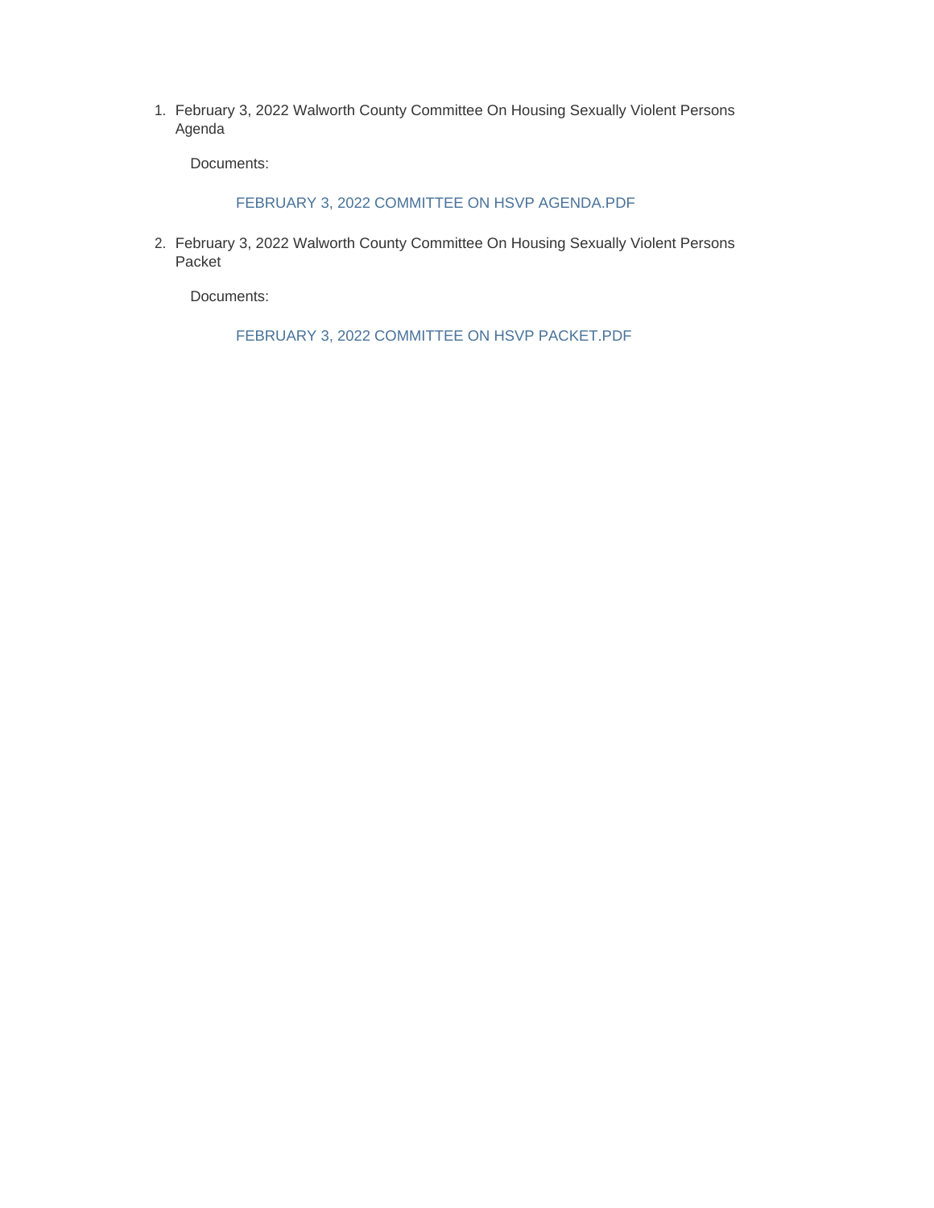1. February 3, 2022 Walworth County Committee On Housing Sexually Violent Persons Agenda

   Documents:

   FEBRUARY 3, 2022 COMMITTEE ON HSVP AGENDA.PDF

2. February 3, 2022 Walworth County Committee On Housing Sexually Violent Persons Packet

   Documents:

   FEBRUARY 3, 2022 COMMITTEE ON HSVP PACKET.PDF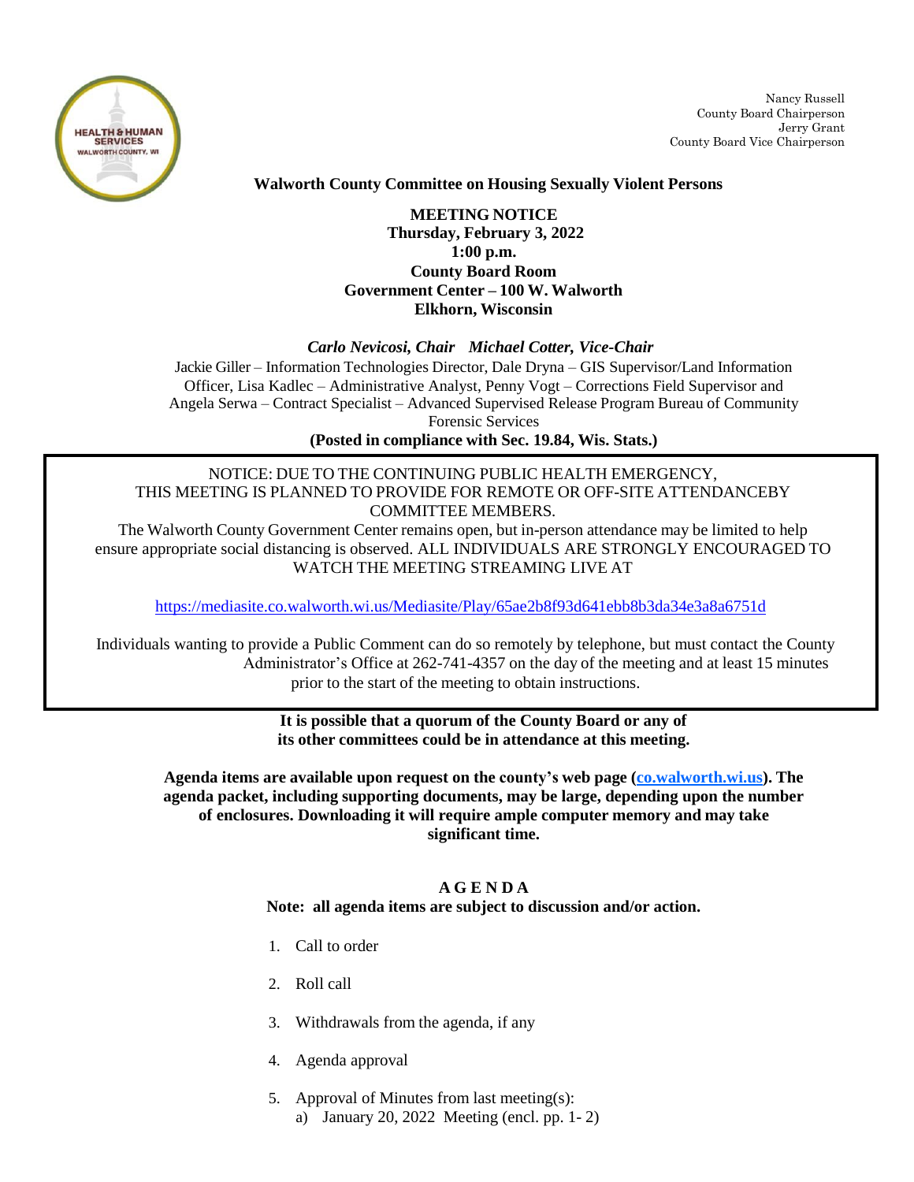Nancy Russell
County Board Chairperson
Jerry Grant
County Board Vice Chairperson

**Walworth County Committee on Housing Sexually Violent Persons**

**MEETING NOTICE**
**Thursday, February 3, 2022**
**1:00 p.m.**
**County Board Room**
**Government Center – 100 W. Walworth**
**Elkhorn, Wisconsin**

***Carlo Nevicosi, Chair Michael Cotter, Vice-Chair***

Jackie Giller – Information Technologies Director, Dale Dryna – GIS Supervisor/Land Information Officer, Lisa Kadlec – Administrative Analyst, Penny Vogt – Corrections Field Supervisor and Angela Serwa – Contract Specialist – Advanced Supervised Release Program Bureau of Community Forensic Services

**(Posted in compliance with Sec. 19.84, Wis. Stats.)**

NOTICE: DUE TO THE CONTINUING PUBLIC HEALTH EMERGENCY, THIS MEETING IS PLANNED TO PROVIDE FOR REMOTE OR OFF-SITE ATTENDANCEBY COMMITTEE MEMBERS.

The Walworth County Government Center remains open, but in-person attendance may be limited to help ensure appropriate social distancing is observed. ALL INDIVIDUALS ARE STRONGLY ENCOURAGED TO WATCH THE MEETING STREAMING LIVE AT

https://mediasite.co.walworth.wi.us/Mediasite/Play/65ae2b8f93d641ebb8b3da34e3a8a6751d

Individuals wanting to provide a Public Comment can do so remotely by telephone, but must contact the County Administrator's Office at 262-741-4357 on the day of the meeting and at least 15 minutes prior to the start of the meeting to obtain instructions.

**It is possible that a quorum of the County Board or any of its other committees could be in attendance at this meeting.**

**Agenda items are available upon request on the county's web page (co.walworth.wi.us). The agenda packet, including supporting documents, may be large, depending upon the number of enclosures. Downloading it will require ample computer memory and may take significant time.**

## A G E N D A

**Note: all agenda items are subject to discussion and/or action.**

1. Call to order
2. Roll call
3. Withdrawals from the agenda, if any
4. Agenda approval
5. Approval of Minutes from last meeting(s):
   a) January 20, 2022 Meeting (encl. pp. 1- 2)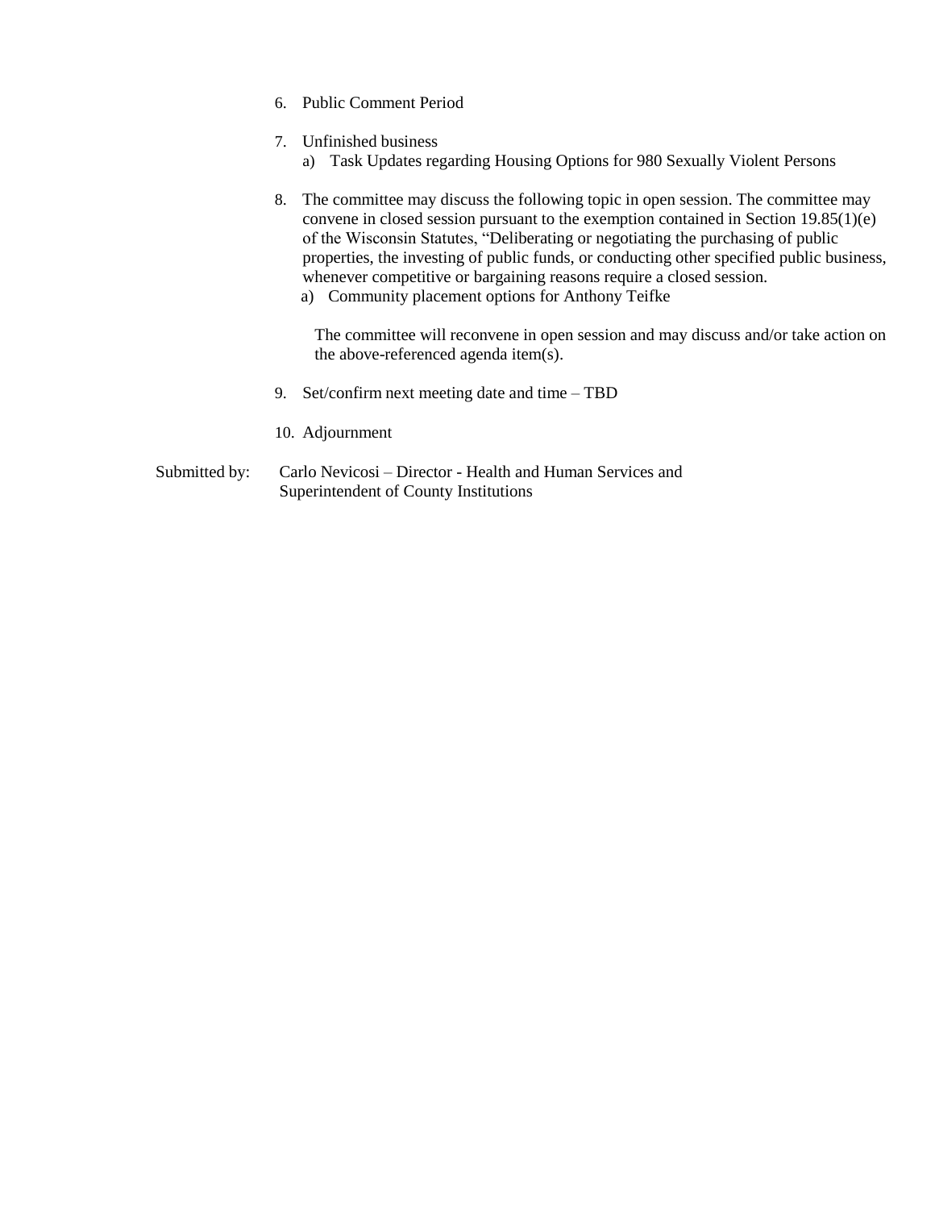6. Public Comment Period

7. Unfinished business
   a) Task Updates regarding Housing Options for 980 Sexually Violent Persons

8. The committee may discuss the following topic in open session. The committee may convene in closed session pursuant to the exemption contained in Section 19.85(1)(e) of the Wisconsin Statutes, "Deliberating or negotiating the purchasing of public properties, the investing of public funds, or conducting other specified public business, whenever competitive or bargaining reasons require a closed session.
   a) Community placement options for Anthony Teifke

   The committee will reconvene in open session and may discuss and/or take action on the above-referenced agenda item(s).

9. Set/confirm next meeting date and time – TBD

10. Adjournment

Submitted by: Carlo Nevicosi – Director - Health and Human Services and Superintendent of County Institutions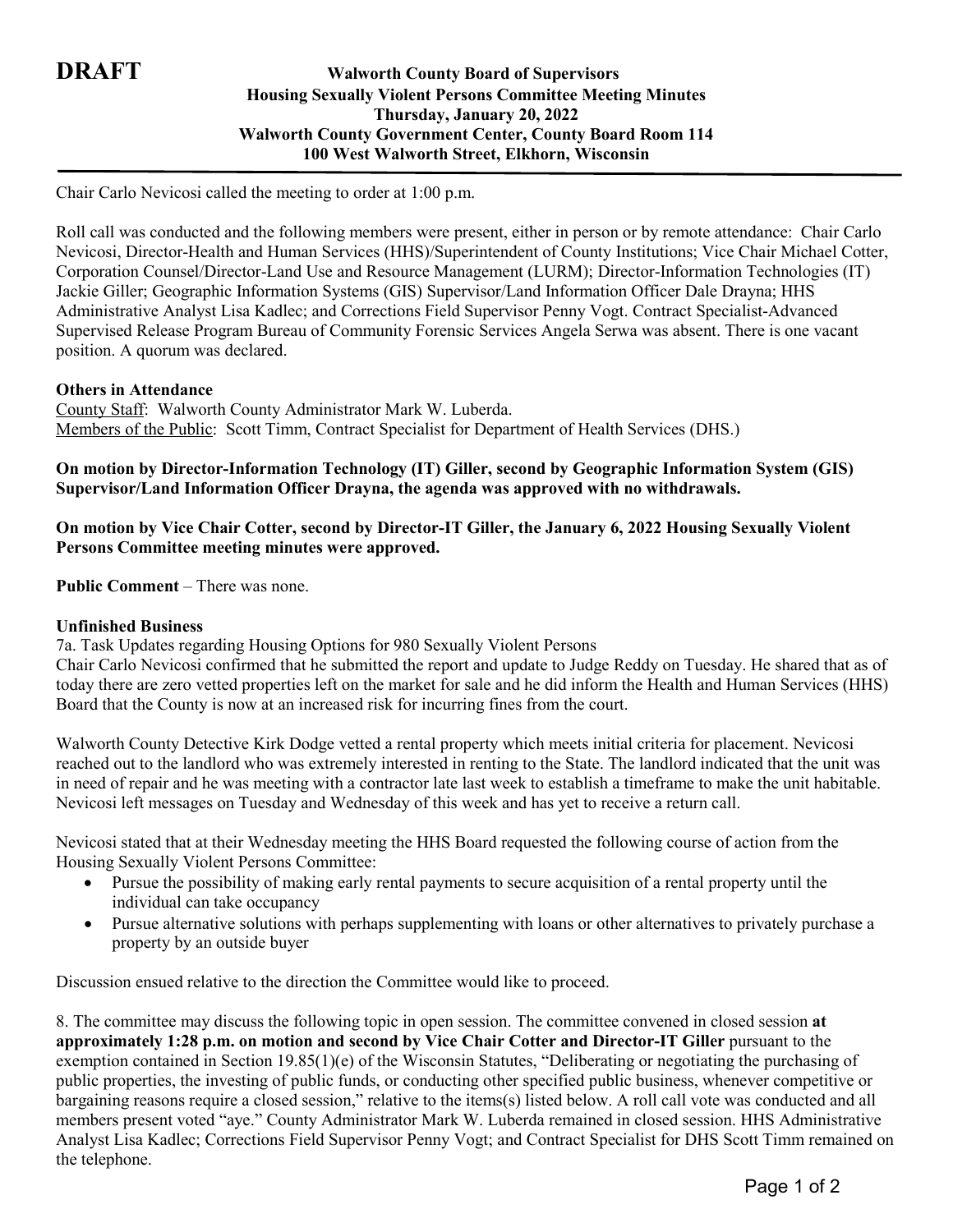**DRAFT**

**Walworth County Board of Supervisors**
**Housing Sexually Violent Persons Committee Meeting Minutes**
**Thursday, January 20, 2022**
**Walworth County Government Center, County Board Room 114**
**100 West Walworth Street, Elkhorn, Wisconsin**

---

Chair Carlo Nevicosi called the meeting to order at 1:00 p.m.

Roll call was conducted and the following members were present, either in person or by remote attendance: Chair Carlo Nevicosi, Director-Health and Human Services (HHS)/Superintendent of County Institutions; Vice Chair Michael Cotter, Corporation Counsel/Director-Land Use and Resource Management (LURM); Director-Information Technologies (IT) Jackie Giller; Geographic Information Systems (GIS) Supervisor/Land Information Officer Dale Drayna; HHS Administrative Analyst Lisa Kadlec; and Corrections Field Supervisor Penny Vogt. Contract Specialist-Advanced Supervised Release Program Bureau of Community Forensic Services Angela Serwa was absent. There is one vacant position. A quorum was declared.

**Others in Attendance**
County Staff: Walworth County Administrator Mark W. Luberda.
Members of the Public: Scott Timm, Contract Specialist for Department of Health Services (DHS.)

**On motion by Director-Information Technology (IT) Giller, second by Geographic Information System (GIS) Supervisor/Land Information Officer Drayna, the agenda was approved with no withdrawals.**

**On motion by Vice Chair Cotter, second by Director-IT Giller, the January 6, 2022 Housing Sexually Violent Persons Committee meeting minutes were approved.**

**Public Comment** – There was none.

**Unfinished Business**
7a. Task Updates regarding Housing Options for 980 Sexually Violent Persons
Chair Carlo Nevicosi confirmed that he submitted the report and update to Judge Reddy on Tuesday. He shared that as of today there are zero vetted properties left on the market for sale and he did inform the Health and Human Services (HHS) Board that the County is now at an increased risk for incurring fines from the court.

Walworth County Detective Kirk Dodge vetted a rental property which meets initial criteria for placement. Nevicosi reached out to the landlord who was extremely interested in renting to the State. The landlord indicated that the unit was in need of repair and he was meeting with a contractor late last week to establish a timeframe to make the unit habitable. Nevicosi left messages on Tuesday and Wednesday of this week and has yet to receive a return call.

Nevicosi stated that at their Wednesday meeting the HHS Board requested the following course of action from the Housing Sexually Violent Persons Committee:

- Pursue the possibility of making early rental payments to secure acquisition of a rental property until the individual can take occupancy
- Pursue alternative solutions with perhaps supplementing with loans or other alternatives to privately purchase a property by an outside buyer

Discussion ensued relative to the direction the Committee would like to proceed.

8. The committee may discuss the following topic in open session. The committee convened in closed session **at approximately 1:28 p.m. on motion and second by Vice Chair Cotter and Director-IT Giller** pursuant to the exemption contained in Section 19.85(1)(e) of the Wisconsin Statutes, "Deliberating or negotiating the purchasing of public properties, the investing of public funds, or conducting other specified public business, whenever competitive or bargaining reasons require a closed session," relative to the items(s) listed below. A roll call vote was conducted and all members present voted "aye." County Administrator Mark W. Luberda remained in closed session. HHS Administrative Analyst Lisa Kadlec; Corrections Field Supervisor Penny Vogt; and Contract Specialist for DHS Scott Timm remained on the telephone.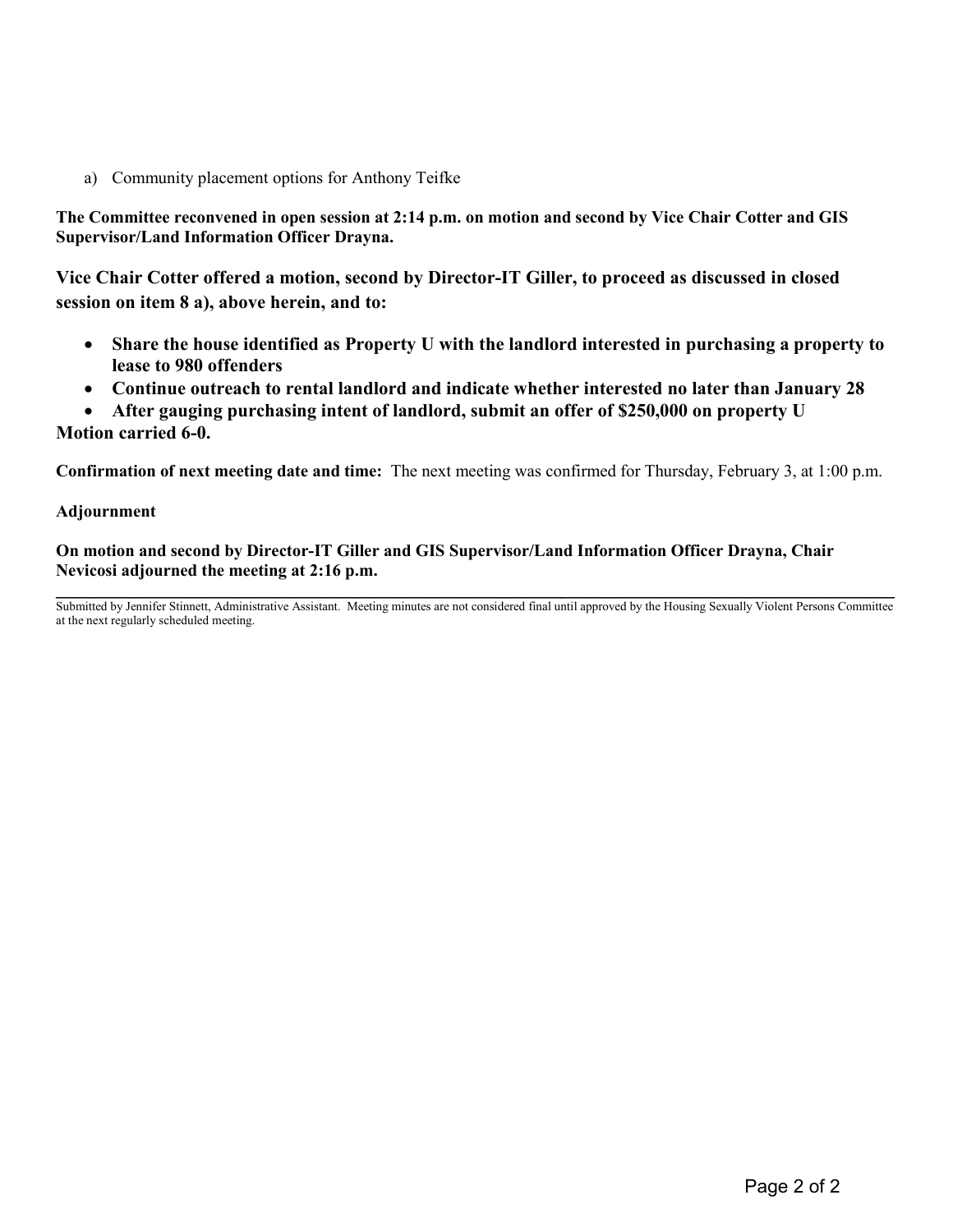a) Community placement options for Anthony Teifke

**The Committee reconvened in open session at 2:14 p.m. on motion and second by Vice Chair Cotter and GIS Supervisor/Land Information Officer Drayna.**

**Vice Chair Cotter offered a motion, second by Director-IT Giller, to proceed as discussed in closed session on item 8 a), above herein, and to:**

- **Share the house identified as Property U with the landlord interested in purchasing a property to lease to 980 offenders**
- **Continue outreach to rental landlord and indicate whether interested no later than January 28**
- **After gauging purchasing intent of landlord, submit an offer of $250,000 on property U**

**Motion carried 6-0.**

**Confirmation of next meeting date and time:** The next meeting was confirmed for Thursday, February 3, at 1:00 p.m.

**Adjournment**

**On motion and second by Director-IT Giller and GIS Supervisor/Land Information Officer Drayna, Chair Nevicosi adjourned the meeting at 2:16 p.m.**

---

Submitted by Jennifer Stinnett, Administrative Assistant. Meeting minutes are not considered final until approved by the Housing Sexually Violent Persons Committee at the next regularly scheduled meeting.